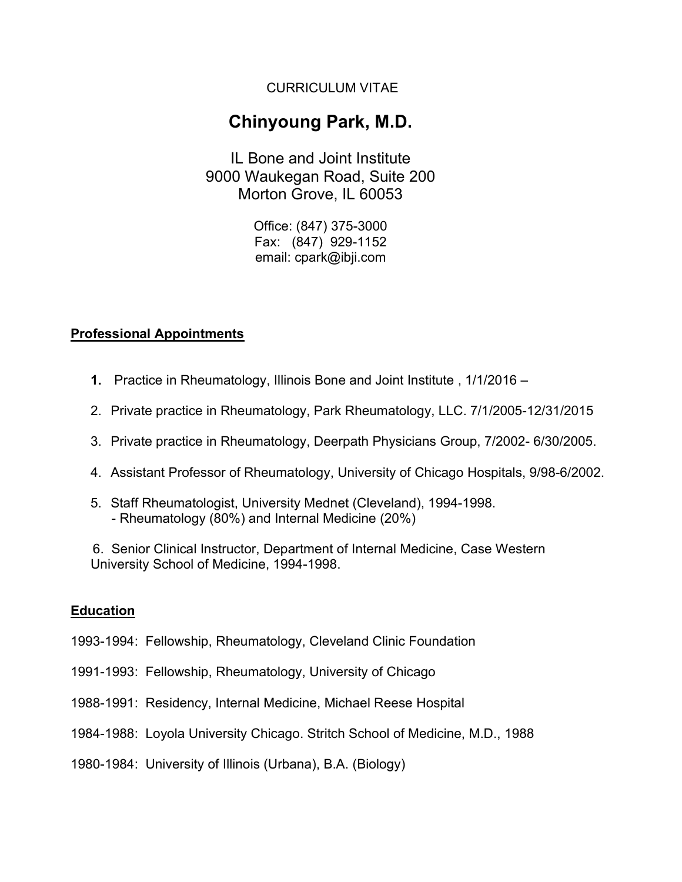CURRICULUM VITAE

# Chinyoung Park, M.D.

IL Bone and Joint Institute
9000 Waukegan Road, Suite 200
Morton Grove, IL 60053

Office: (847) 375-3000
Fax: (847) 929-1152
email: cpark@ibji.com

## Professional Appointments

1. Practice in Rheumatology, Illinois Bone and Joint Institute , 1/1/2016 –
2. Private practice in Rheumatology, Park Rheumatology, LLC. 7/1/2005-12/31/2015
3. Private practice in Rheumatology, Deerpath Physicians Group, 7/2002- 6/30/2005.
4. Assistant Professor of Rheumatology, University of Chicago Hospitals, 9/98-6/2002.
5. Staff Rheumatologist, University Mednet (Cleveland), 1994-1998.
   - Rheumatology (80%) and Internal Medicine (20%)
6. Senior Clinical Instructor, Department of Internal Medicine, Case Western University School of Medicine, 1994-1998.

## Education

1993-1994: Fellowship, Rheumatology, Cleveland Clinic Foundation

1991-1993: Fellowship, Rheumatology, University of Chicago

1988-1991: Residency, Internal Medicine, Michael Reese Hospital

1984-1988: Loyola University Chicago. Stritch School of Medicine, M.D., 1988

1980-1984: University of Illinois (Urbana), B.A. (Biology)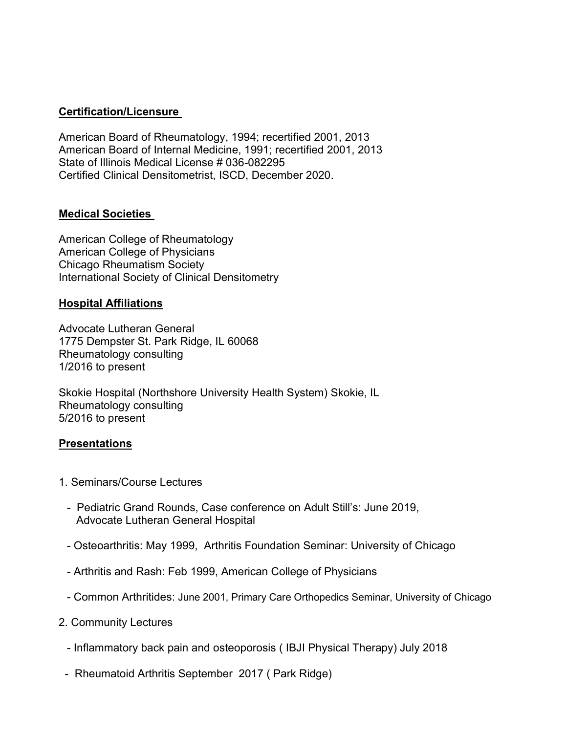## Certification/Licensure

American Board of Rheumatology, 1994; recertified 2001, 2013
American Board of Internal Medicine, 1991; recertified 2001, 2013
State of Illinois Medical License # 036-082295
Certified Clinical Densitometrist, ISCD, December 2020.

## Medical Societies

American College of Rheumatology
American College of Physicians
Chicago Rheumatism Society
International Society of Clinical Densitometry

## Hospital Affiliations

Advocate Lutheran General
1775 Dempster St. Park Ridge, IL 60068
Rheumatology consulting
1/2016 to present

Skokie Hospital (Northshore University Health System) Skokie, IL
Rheumatology consulting
5/2016 to present

## Presentations

1. Seminars/Course Lectures

   - Pediatric Grand Rounds, Case conference on Adult Still's: June 2019, Advocate Lutheran General Hospital

   - Osteoarthritis: May 1999, Arthritis Foundation Seminar: University of Chicago

   - Arthritis and Rash: Feb 1999, American College of Physicians

   - Common Arthritides: June 2001, Primary Care Orthopedics Seminar, University of Chicago

2. Community Lectures

   - Inflammatory back pain and osteoporosis ( IBJI Physical Therapy) July 2018

   - Rheumatoid Arthritis September 2017 ( Park Ridge)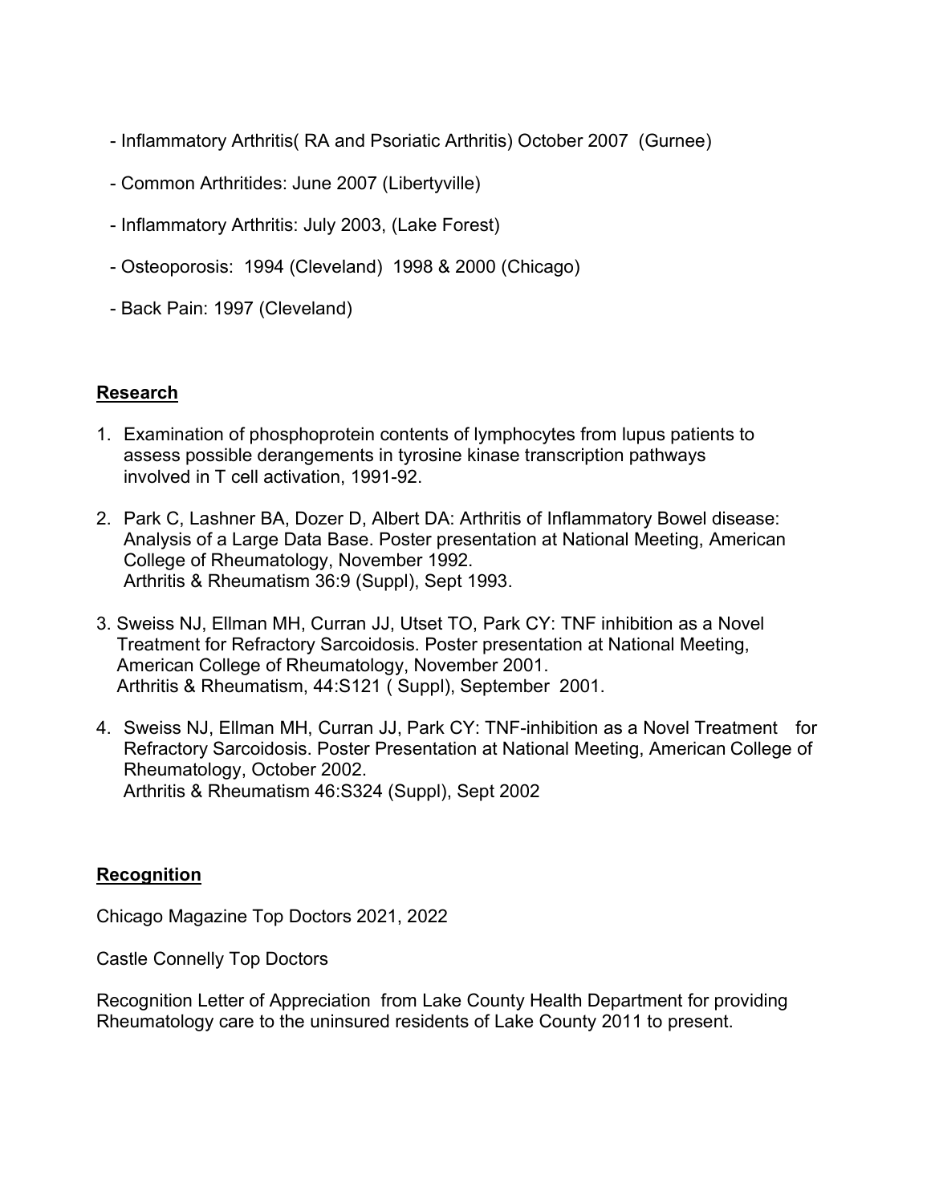- Inflammatory Arthritis( RA and Psoriatic Arthritis) October 2007 (Gurnee)
- Common Arthritides: June 2007 (Libertyville)
- Inflammatory Arthritis: July 2003, (Lake Forest)
- Osteoporosis: 1994 (Cleveland) 1998 & 2000 (Chicago)
- Back Pain: 1997 (Cleveland)

## Research

1. Examination of phosphoprotein contents of lymphocytes from lupus patients to assess possible derangements in tyrosine kinase transcription pathways involved in T cell activation, 1991-92.

2. Park C, Lashner BA, Dozer D, Albert DA: Arthritis of Inflammatory Bowel disease: Analysis of a Large Data Base. Poster presentation at National Meeting, American College of Rheumatology, November 1992.
   Arthritis & Rheumatism 36:9 (Suppl), Sept 1993.

3. Sweiss NJ, Ellman MH, Curran JJ, Utset TO, Park CY: TNF inhibition as a Novel Treatment for Refractory Sarcoidosis. Poster presentation at National Meeting, American College of Rheumatology, November 2001.
   Arthritis & Rheumatism, 44:S121 ( Suppl), September 2001.

4. Sweiss NJ, Ellman MH, Curran JJ, Park CY: TNF-inhibition as a Novel Treatment for Refractory Sarcoidosis. Poster Presentation at National Meeting, American College of Rheumatology, October 2002.
   Arthritis & Rheumatism 46:S324 (Suppl), Sept 2002

## Recognition

Chicago Magazine Top Doctors 2021, 2022

Castle Connelly Top Doctors

Recognition Letter of Appreciation from Lake County Health Department for providing Rheumatology care to the uninsured residents of Lake County 2011 to present.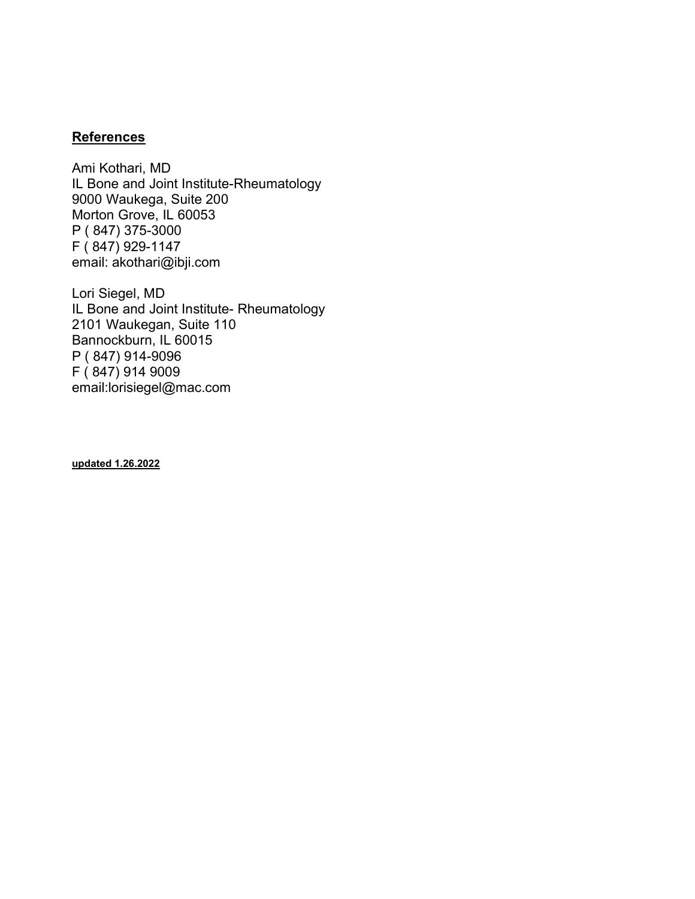**References**

Ami Kothari, MD  
IL Bone and Joint Institute-Rheumatology  
9000 Waukega, Suite 200  
Morton Grove, IL 60053  
P ( 847) 375-3000  
F ( 847) 929-1147  
email: akothari@ibji.com

Lori Siegel, MD  
IL Bone and Joint Institute- Rheumatology  
2101 Waukegan, Suite 110  
Bannockburn, IL 60015  
P ( 847) 914-9096  
F ( 847) 914 9009  
email:lorisiegel@mac.com

**updated 1.26.2022**